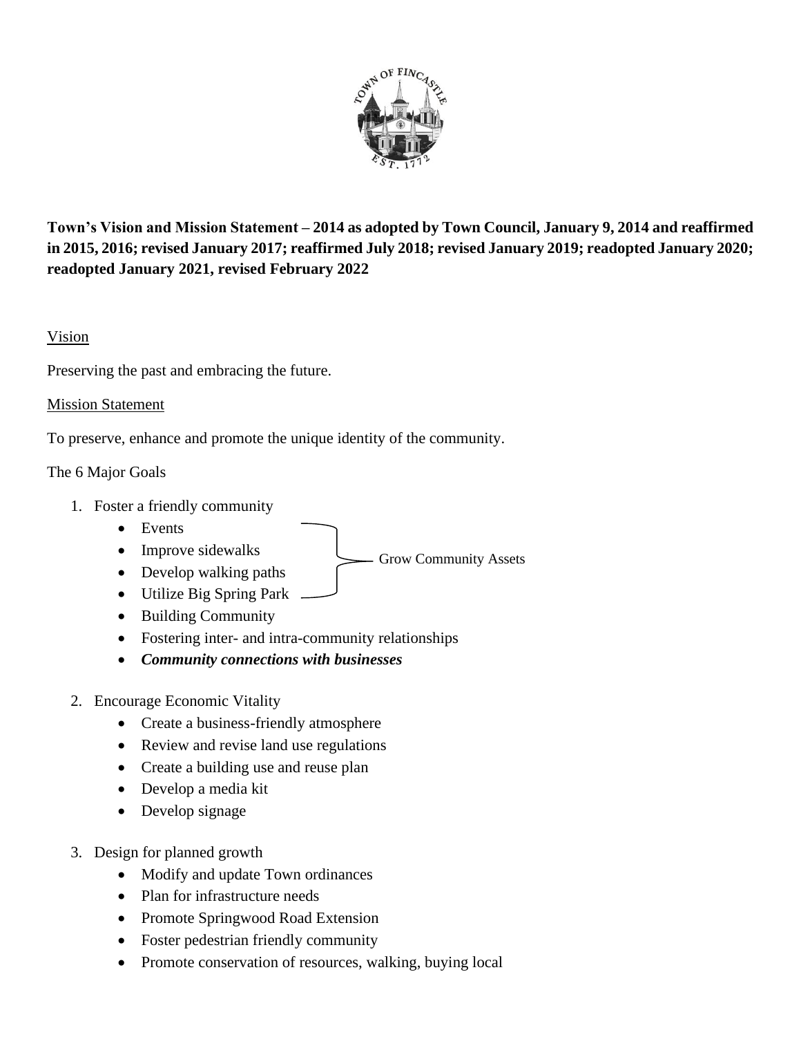**Town's Vision and Mission Statement – 2014 as adopted by Town Council, January 9, 2014 and reaffirmed in 2015, 2016; revised January 2017; reaffirmed July 2018; revised January 2019; readopted January 2020; readopted January 2021, revised February 2022**

Vision

Preserving the past and embracing the future.

Mission Statement

To preserve, enhance and promote the unique identity of the community.

The 6 Major Goals

1. Foster a friendly community
   - Events
   - Improve sidewalks
   - Develop walking paths
   - Utilize Big Spring Park

   (Events, Improve sidewalks, Develop walking paths, Utilize Big Spring Park — Grow Community Assets)

   - Building Community
   - Fostering inter- and intra-community relationships
   - ***Community connections with businesses***

2. Encourage Economic Vitality
   - Create a business-friendly atmosphere
   - Review and revise land use regulations
   - Create a building use and reuse plan
   - Develop a media kit
   - Develop signage

3. Design for planned growth
   - Modify and update Town ordinances
   - Plan for infrastructure needs
   - Promote Springwood Road Extension
   - Foster pedestrian friendly community
   - Promote conservation of resources, walking, buying local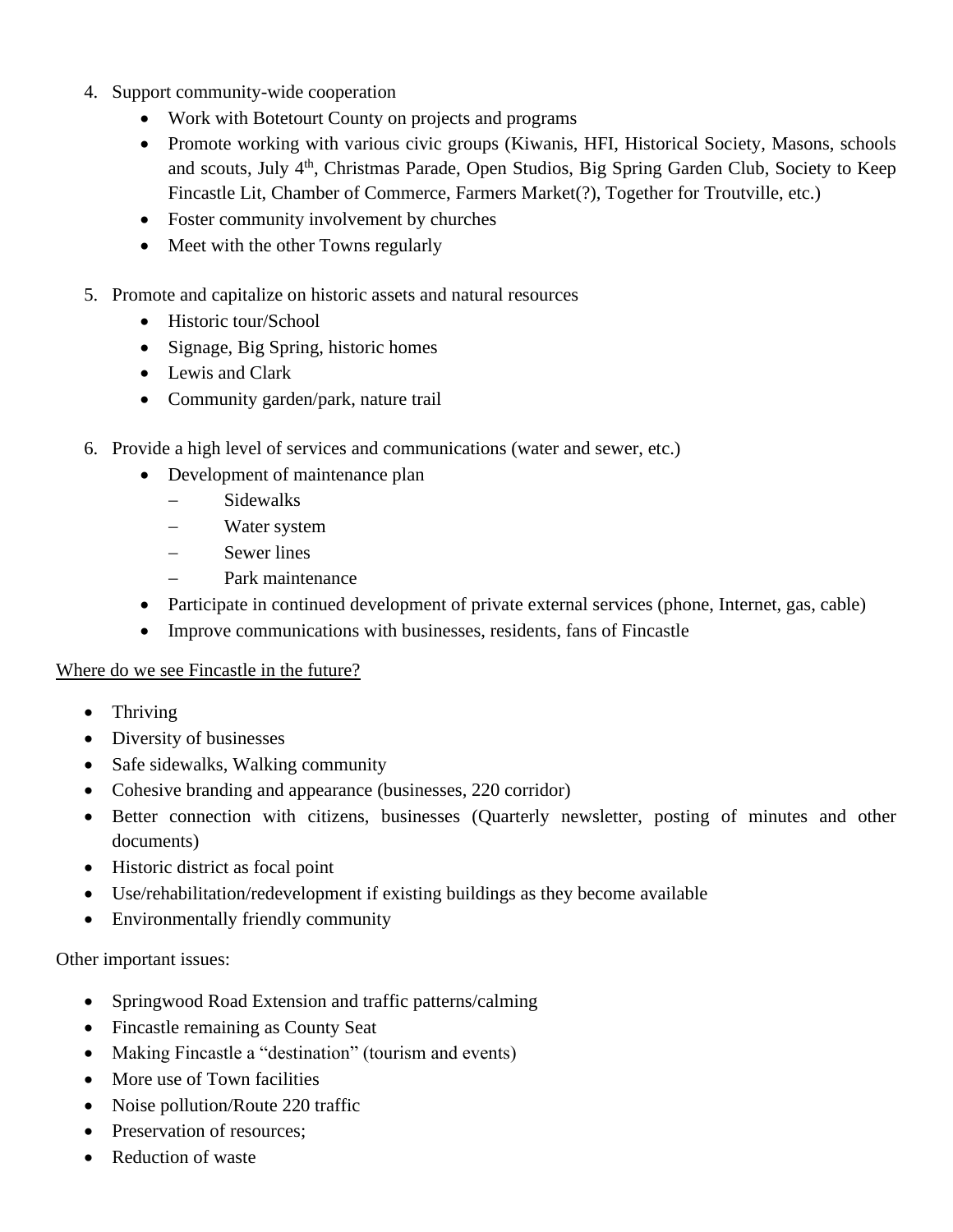4. Support community-wide cooperation
   - Work with Botetourt County on projects and programs
   - Promote working with various civic groups (Kiwanis, HFI, Historical Society, Masons, schools and scouts, July 4th, Christmas Parade, Open Studios, Big Spring Garden Club, Society to Keep Fincastle Lit, Chamber of Commerce, Farmers Market(?), Together for Troutville, etc.)
   - Foster community involvement by churches
   - Meet with the other Towns regularly

5. Promote and capitalize on historic assets and natural resources
   - Historic tour/School
   - Signage, Big Spring, historic homes
   - Lewis and Clark
   - Community garden/park, nature trail

6. Provide a high level of services and communications (water and sewer, etc.)
   - Development of maintenance plan
     - Sidewalks
     - Water system
     - Sewer lines
     - Park maintenance
   - Participate in continued development of private external services (phone, Internet, gas, cable)
   - Improve communications with businesses, residents, fans of Fincastle

<u>Where do we see Fincastle in the future?</u>

- Thriving
- Diversity of businesses
- Safe sidewalks, Walking community
- Cohesive branding and appearance (businesses, 220 corridor)
- Better connection with citizens, businesses (Quarterly newsletter, posting of minutes and other documents)
- Historic district as focal point
- Use/rehabilitation/redevelopment if existing buildings as they become available
- Environmentally friendly community

Other important issues:

- Springwood Road Extension and traffic patterns/calming
- Fincastle remaining as County Seat
- Making Fincastle a "destination" (tourism and events)
- More use of Town facilities
- Noise pollution/Route 220 traffic
- Preservation of resources;
- Reduction of waste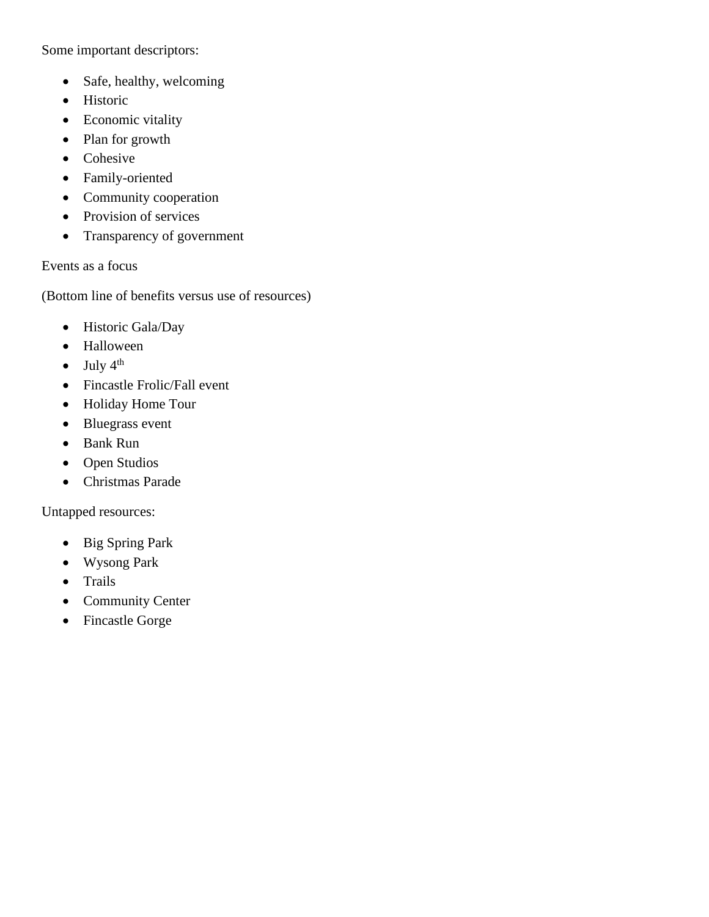Some important descriptors:

- Safe, healthy, welcoming
- Historic
- Economic vitality
- Plan for growth
- Cohesive
- Family-oriented
- Community cooperation
- Provision of services
- Transparency of government

Events as a focus

(Bottom line of benefits versus use of resources)

- Historic Gala/Day
- Halloween
- July 4th
- Fincastle Frolic/Fall event
- Holiday Home Tour
- Bluegrass event
- Bank Run
- Open Studios
- Christmas Parade

Untapped resources:

- Big Spring Park
- Wysong Park
- Trails
- Community Center
- Fincastle Gorge